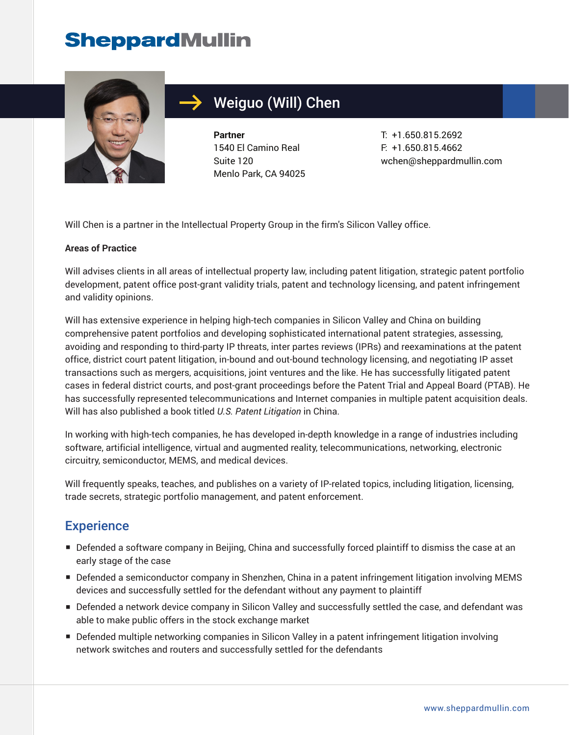SheppardMullin

# Weiguo (Will) Chen

**Partner**
1540 El Camino Real
Suite 120
Menlo Park, CA 94025

T: +1.650.815.2692
F: +1.650.815.4662
wchen@sheppardmullin.com

Will Chen is a partner in the Intellectual Property Group in the firm's Silicon Valley office.

**Areas of Practice**

Will advises clients in all areas of intellectual property law, including patent litigation, strategic patent portfolio development, patent office post-grant validity trials, patent and technology licensing, and patent infringement and validity opinions.

Will has extensive experience in helping high-tech companies in Silicon Valley and China on building comprehensive patent portfolios and developing sophisticated international patent strategies, assessing, avoiding and responding to third-party IP threats, inter partes reviews (IPRs) and reexaminations at the patent office, district court patent litigation, in-bound and out-bound technology licensing, and negotiating IP asset transactions such as mergers, acquisitions, joint ventures and the like. He has successfully litigated patent cases in federal district courts, and post-grant proceedings before the Patent Trial and Appeal Board (PTAB). He has successfully represented telecommunications and Internet companies in multiple patent acquisition deals. Will has also published a book titled *U.S. Patent Litigation* in China.

In working with high-tech companies, he has developed in-depth knowledge in a range of industries including software, artificial intelligence, virtual and augmented reality, telecommunications, networking, electronic circuitry, semiconductor, MEMS, and medical devices.

Will frequently speaks, teaches, and publishes on a variety of IP-related topics, including litigation, licensing, trade secrets, strategic portfolio management, and patent enforcement.

## Experience

- Defended a software company in Beijing, China and successfully forced plaintiff to dismiss the case at an early stage of the case
- Defended a semiconductor company in Shenzhen, China in a patent infringement litigation involving MEMS devices and successfully settled for the defendant without any payment to plaintiff
- Defended a network device company in Silicon Valley and successfully settled the case, and defendant was able to make public offers in the stock exchange market
- Defended multiple networking companies in Silicon Valley in a patent infringement litigation involving network switches and routers and successfully settled for the defendants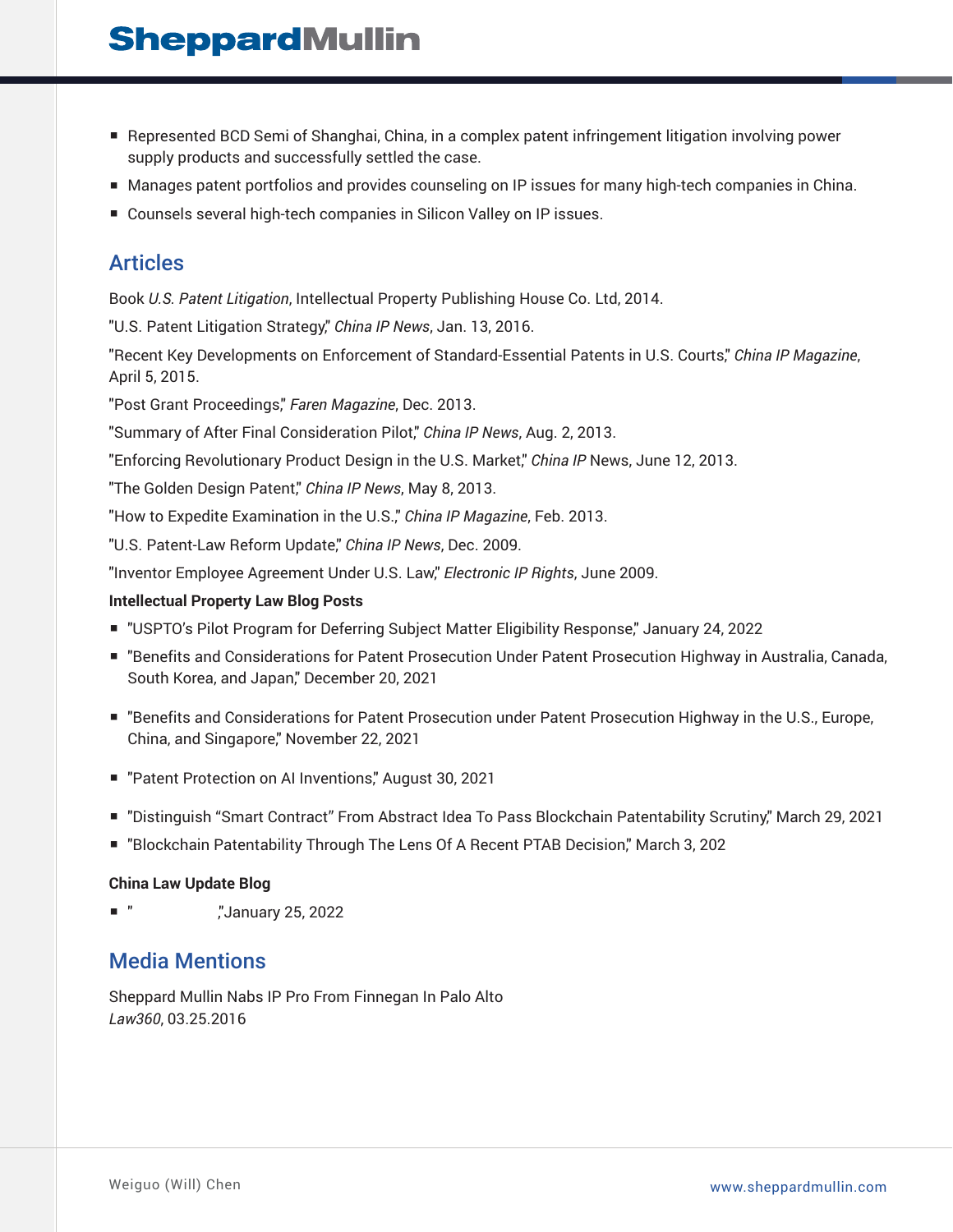- Represented BCD Semi of Shanghai, China, in a complex patent infringement litigation involving power supply products and successfully settled the case.
- Manages patent portfolios and provides counseling on IP issues for many high-tech companies in China.
- Counsels several high-tech companies in Silicon Valley on IP issues.

## Articles

Book *U.S. Patent Litigation*, Intellectual Property Publishing House Co. Ltd, 2014.

"U.S. Patent Litigation Strategy," *China IP News*, Jan. 13, 2016.

"Recent Key Developments on Enforcement of Standard-Essential Patents in U.S. Courts," *China IP Magazine*, April 5, 2015.

"Post Grant Proceedings," *Faren Magazine*, Dec. 2013.

"Summary of After Final Consideration Pilot," *China IP News*, Aug. 2, 2013.

"Enforcing Revolutionary Product Design in the U.S. Market," *China IP* News, June 12, 2013.

"The Golden Design Patent," *China IP News*, May 8, 2013.

"How to Expedite Examination in the U.S.," *China IP Magazine*, Feb. 2013.

"U.S. Patent-Law Reform Update," *China IP News*, Dec. 2009.

"Inventor Employee Agreement Under U.S. Law," *Electronic IP Rights*, June 2009.

**Intellectual Property Law Blog Posts**

- "USPTO's Pilot Program for Deferring Subject Matter Eligibility Response," January 24, 2022
- "Benefits and Considerations for Patent Prosecution Under Patent Prosecution Highway in Australia, Canada, South Korea, and Japan," December 20, 2021
- "Benefits and Considerations for Patent Prosecution under Patent Prosecution Highway in the U.S., Europe, China, and Singapore," November 22, 2021
- "Patent Protection on AI Inventions," August 30, 2021
- "Distinguish "Smart Contract" From Abstract Idea To Pass Blockchain Patentability Scrutiny," March 29, 2021
- "Blockchain Patentability Through The Lens Of A Recent PTAB Decision," March 3, 202

**China Law Update Blog**

- " ,"January 25, 2022

## Media Mentions

Sheppard Mullin Nabs IP Pro From Finnegan In Palo Alto
*Law360*, 03.25.2016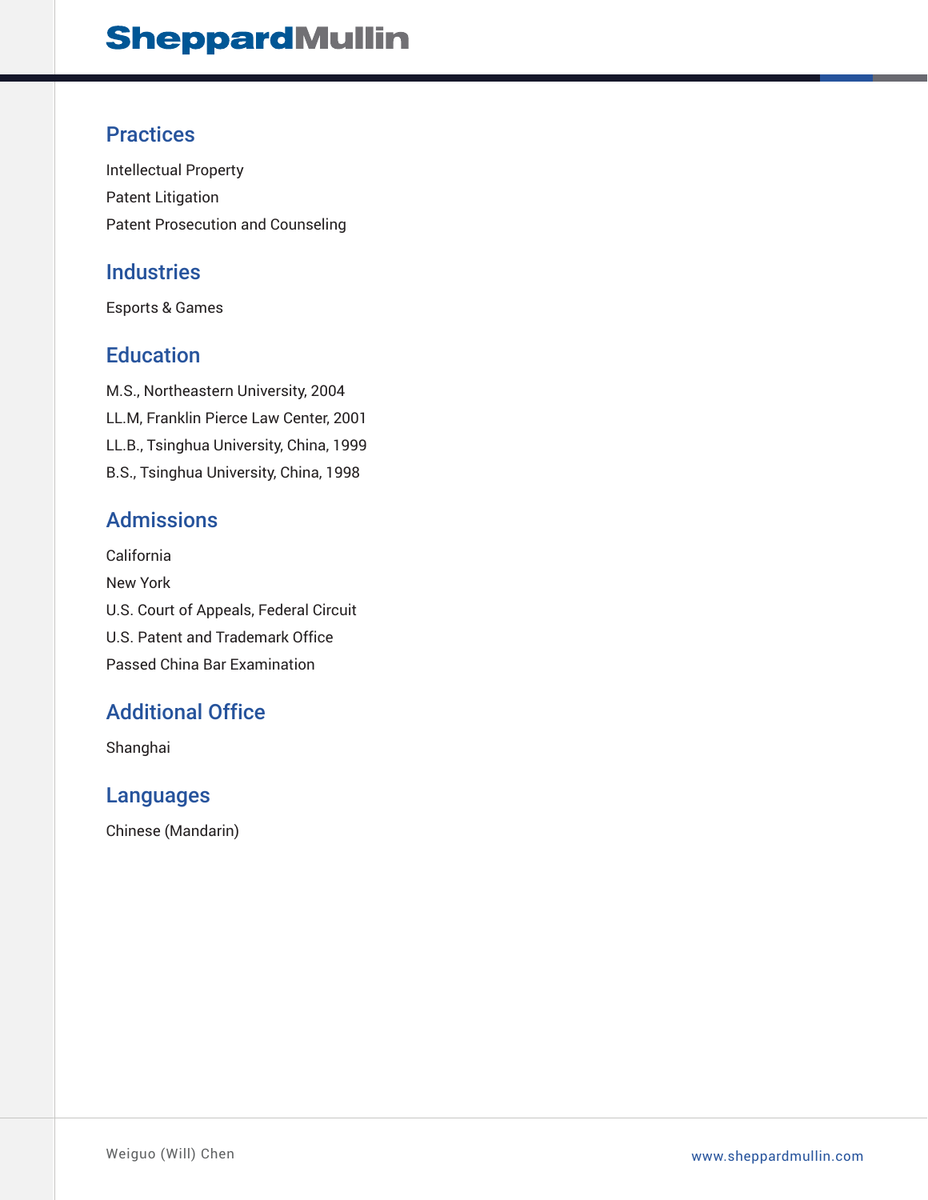## Practices

Intellectual Property

Patent Litigation

Patent Prosecution and Counseling

## Industries

Esports & Games

## Education

M.S., Northeastern University, 2004

LL.M, Franklin Pierce Law Center, 2001

LL.B., Tsinghua University, China, 1999

B.S., Tsinghua University, China, 1998

## Admissions

California

New York

U.S. Court of Appeals, Federal Circuit

U.S. Patent and Trademark Office

Passed China Bar Examination

## Additional Office

Shanghai

## Languages

Chinese (Mandarin)